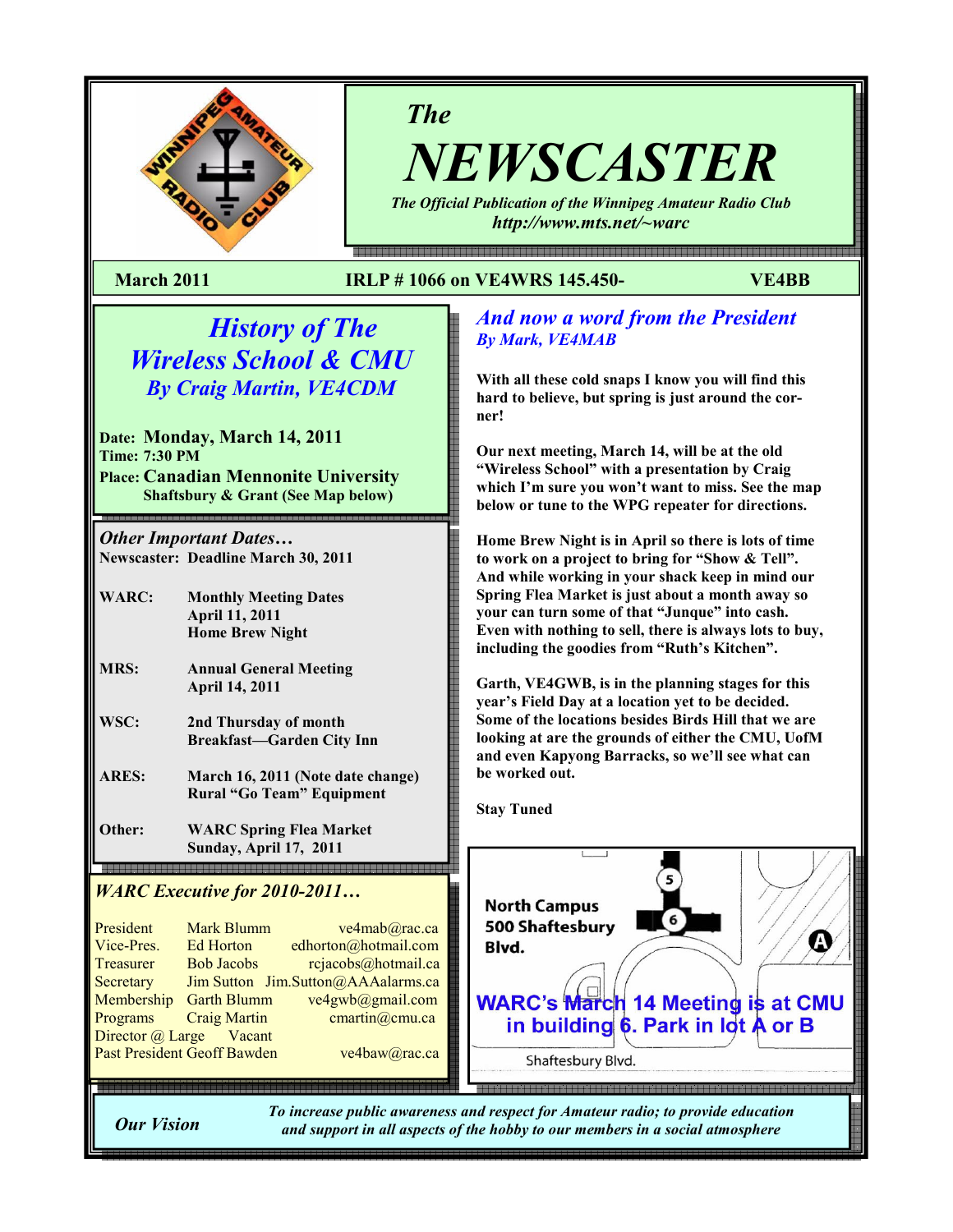# The NEWSCASTER

*The Official Publication of the Winnipeg Amateur Radio Club*

*http://www.mts.net/~warc*

**March 2011** | **IRLP # 1066 on VE4WRS 145.450-** | **VE4BB**

## *History of The Wireless School & CMU*

### *By Craig Martin, VE4CDM*

**Date: Monday, March 14, 2011**
**Time: 7:30 PM**
**Place: Canadian Mennonite University**
**Shaftsbury & Grant (See Map below)**

### *Other Important Dates…*

**Newscaster: Deadline March 30, 2011**

| | |
|---|---|
| **WARC:** | **Monthly Meeting Dates April 11, 2011 Home Brew Night** |
| **MRS:** | **Annual General Meeting April 14, 2011** |
| **WSC:** | **2nd Thursday of month Breakfast—Garden City Inn** |
| **ARES:** | **March 16, 2011 (Note date change) Rural "Go Team" Equipment** |
| **Other:** | **WARC Spring Flea Market Sunday, April 17, 2011** |

### *WARC Executive for 2010-2011…*

| | | |
|---|---|---|
| President | Mark Blumm | ve4mab@rac.ca |
| Vice-Pres. | Ed Horton | edhorton@hotmail.com |
| Treasurer | Bob Jacobs | rcjacobs@hotmail.ca |
| Secretary | Jim Sutton | Jim.Sutton@AAAalarms.ca |
| Membership | Garth Blumm | ve4gwb@gmail.com |
| Programs | Craig Martin | cmartin@cmu.ca |
| Director @ Large | Vacant | |
| Past President | Geoff Bawden | ve4baw@rac.ca |

## *And now a word from the President*

### *By Mark, VE4MAB*

**With all these cold snaps I know you will find this hard to believe, but spring is just around the corner!**

**Our next meeting, March 14, will be at the old "Wireless School" with a presentation by Craig which I'm sure you won't want to miss. See the map below or tune to the WPG repeater for directions.**

**Home Brew Night is in April so there is lots of time to work on a project to bring for "Show & Tell". And while working in your shack keep in mind our Spring Flea Market is just about a month away so your can turn some of that "Junque" into cash. Even with nothing to sell, there is always lots to buy, including the goodies from "Ruth's Kitchen".**

**Garth, VE4GWB, is in the planning stages for this year's Field Day at a location yet to be decided. Some of the locations besides Birds Hill that we are looking at are the grounds of either the CMU, UofM and even Kapyong Barracks, so we'll see what can be worked out.**

**Stay Tuned**

**North Campus 500 Shaftesbury Blvd.**

**WARC's March 14 Meeting is at CMU in building 6. Park in lot A or B**

Shaftesbury Blvd.

*Our Vision*

*To increase public awareness and respect for Amateur radio; to provide education and support in all aspects of the hobby to our members in a social atmosphere*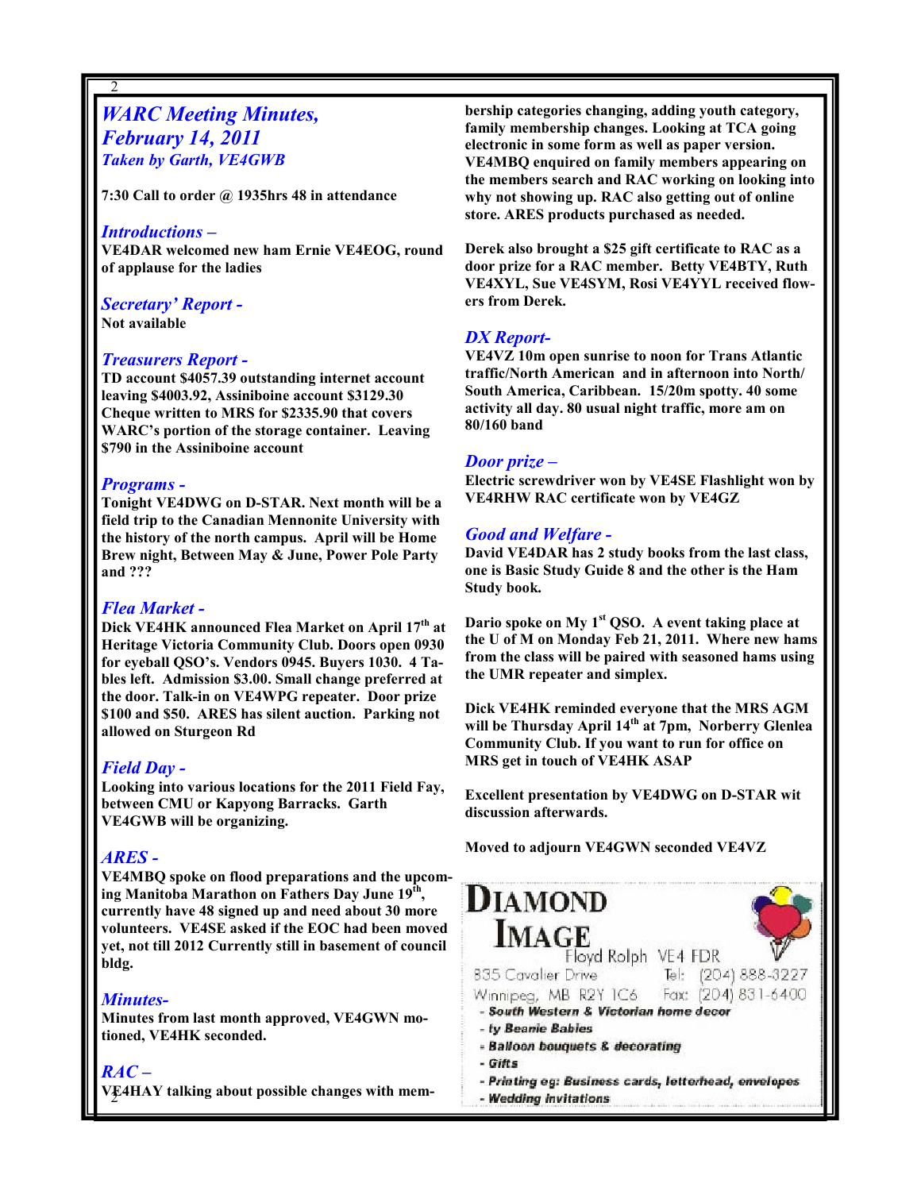## *WARC Meeting Minutes, February 14, 2011*

***Taken by Garth, VE4GWB***

**7:30 Call to order @ 1935hrs 48 in attendance**

### *Introductions –*

**VE4DAR welcomed new ham Ernie VE4EOG, round of applause for the ladies**

### *Secretary' Report -*

**Not available**

### *Treasurers Report -*

**TD account $4057.39 outstanding internet account leaving $4003.92, Assiniboine account $3129.30 Cheque written to MRS for $2335.90 that covers WARC's portion of the storage container. Leaving $790 in the Assiniboine account**

### *Programs -*

**Tonight VE4DWG on D-STAR. Next month will be a field trip to the Canadian Mennonite University with the history of the north campus. April will be Home Brew night, Between May & June, Power Pole Party and ???**

### *Flea Market -*

**Dick VE4HK announced Flea Market on April 17th at Heritage Victoria Community Club. Doors open 0930 for eyeball QSO's. Vendors 0945. Buyers 1030. 4 Tables left. Admission $3.00. Small change preferred at the door. Talk-in on VE4WPG repeater. Door prize $100 and $50. ARES has silent auction. Parking not allowed on Sturgeon Rd**

### *Field Day -*

**Looking into various locations for the 2011 Field Fay, between CMU or Kapyong Barracks. Garth VE4GWB will be organizing.**

### *ARES -*

**VE4MBQ spoke on flood preparations and the upcoming Manitoba Marathon on Fathers Day June 19th, currently have 48 signed up and need about 30 more volunteers. VE4SE asked if the EOC had been moved yet, not till 2012 Currently still in basement of council bldg.**

### *Minutes-*

**Minutes from last month approved, VE4GWN motioned, VE4HK seconded.**

### *RAC –*

**VE4HAY talking about possible changes with membership categories changing, adding youth category, family membership changes. Looking at TCA going electronic in some form as well as paper version. VE4MBQ enquired on family members appearing on the members search and RAC working on looking into why not showing up. RAC also getting out of online store. ARES products purchased as needed.**

**Derek also brought a $25 gift certificate to RAC as a door prize for a RAC member. Betty VE4BTY, Ruth VE4XYL, Sue VE4SYM, Rosi VE4YYL received flowers from Derek.**

### *DX Report-*

**VE4VZ 10m open sunrise to noon for Trans Atlantic traffic/North American and in afternoon into North/ South America, Caribbean. 15/20m spotty. 40 some activity all day. 80 usual night traffic, more am on 80/160 band**

### *Door prize –*

**Electric screwdriver won by VE4SE Flashlight won by VE4RHW RAC certificate won by VE4GZ**

### *Good and Welfare -*

**David VE4DAR has 2 study books from the last class, one is Basic Study Guide 8 and the other is the Ham Study book.**

**Dario spoke on My 1st QSO. A event taking place at the U of M on Monday Feb 21, 2011. Where new hams from the class will be paired with seasoned hams using the UMR repeater and simplex.**

**Dick VE4HK reminded everyone that the MRS AGM will be Thursday April 14th at 7pm, Norberry Glenlea Community Club. If you want to run for office on MRS get in touch of VE4HK ASAP**

**Excellent presentation by VE4DWG on D-STAR wit discussion afterwards.**

**Moved to adjourn VE4GWN seconded VE4VZ**

---

**DIAMOND IMAGE**

Floyd Rolph VE4 FDR

835 Cavalier Drive    Tel: (204) 888-3227

Winnipeg, MB R2Y 1C6    Fax: (204) 831-6400

- *South Western & Victorian home decor*
- *ty Beanie Babies*
- *Balloon bouquets & decorating*
- *Gifts*
- *Printing eg: Business cards, letterhead, envelopes*
- *Wedding invitations*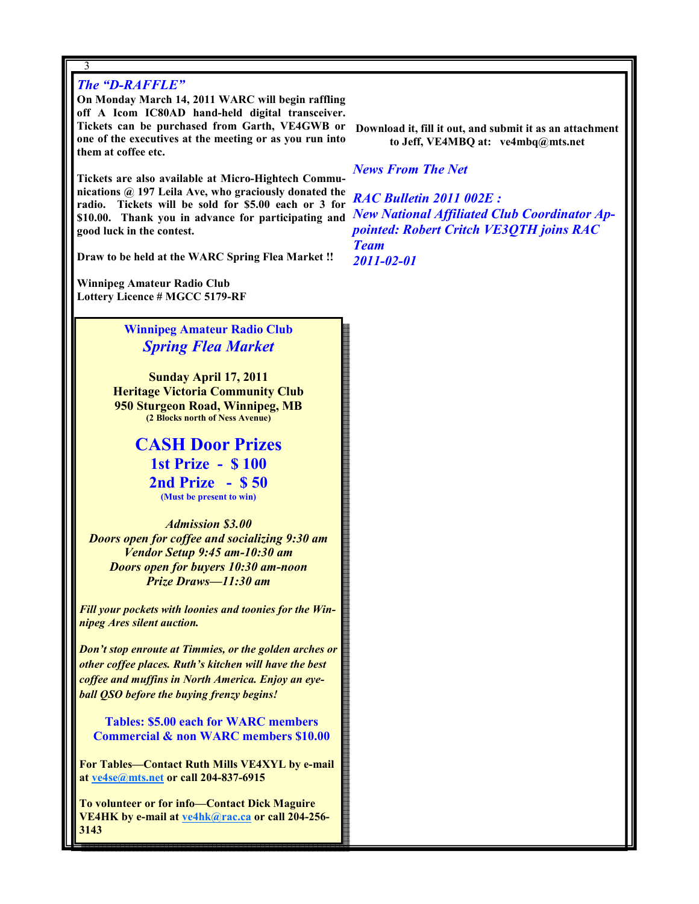## *The "D-RAFFLE"*

**On Monday March 14, 2011 WARC will begin raffling off A Icom IC80AD hand-held digital transceiver. Tickets can be purchased from Garth, VE4GWB or one of the executives at the meeting or as you run into them at coffee etc.**

**Tickets are also available at Micro-Hightech Communications @ 197 Leila Ave, who graciously donated the radio. Tickets will be sold for $5.00 each or 3 for $10.00. Thank you in advance for participating and good luck in the contest.**

**Draw to be held at the WARC Spring Flea Market !!**

**Winnipeg Amateur Radio Club**
**Lottery Licence # MGCC 5179-RF**

---

**Winnipeg Amateur Radio Club**
***Spring Flea Market***

**Sunday April 17, 2011**
**Heritage Victoria Community Club**
**950 Sturgeon Road, Winnipeg, MB**
**(2 Blocks north of Ness Avenue)**

**CASH Door Prizes**
**1st Prize - $ 100**
**2nd Prize - $ 50**
**(Must be present to win)**

***Admission $3.00***
***Doors open for coffee and socializing 9:30 am***
***Vendor Setup 9:45 am-10:30 am***
***Doors open for buyers 10:30 am-noon***
***Prize Draws—11:30 am***

***Fill your pockets with loonies and toonies for the Winnipeg Ares silent auction.***

***Don't stop enroute at Timmies, or the golden arches or other coffee places. Ruth's kitchen will have the best coffee and muffins in North America. Enjoy an eye-ball QSO before the buying frenzy begins!***

**Tables: $5.00 each for WARC members**
**Commercial & non WARC members $10.00**

**For Tables—Contact Ruth Mills VE4XYL by e-mail at ve4se@mts.net or call 204-837-6915**

**To volunteer or for info—Contact Dick Maguire VE4HK by e-mail at ve4hk@rac.ca or call 204-256-3143**

---

**Download it, fill it out, and submit it as an attachment to Jeff, VE4MBQ at: ve4mbq@mts.net**

## *News From The Net*

### *RAC Bulletin 2011 002E :*
### *New National Affiliated Club Coordinator Appointed: Robert Critch VE3QTH joins RAC Team*
### *2011-02-01*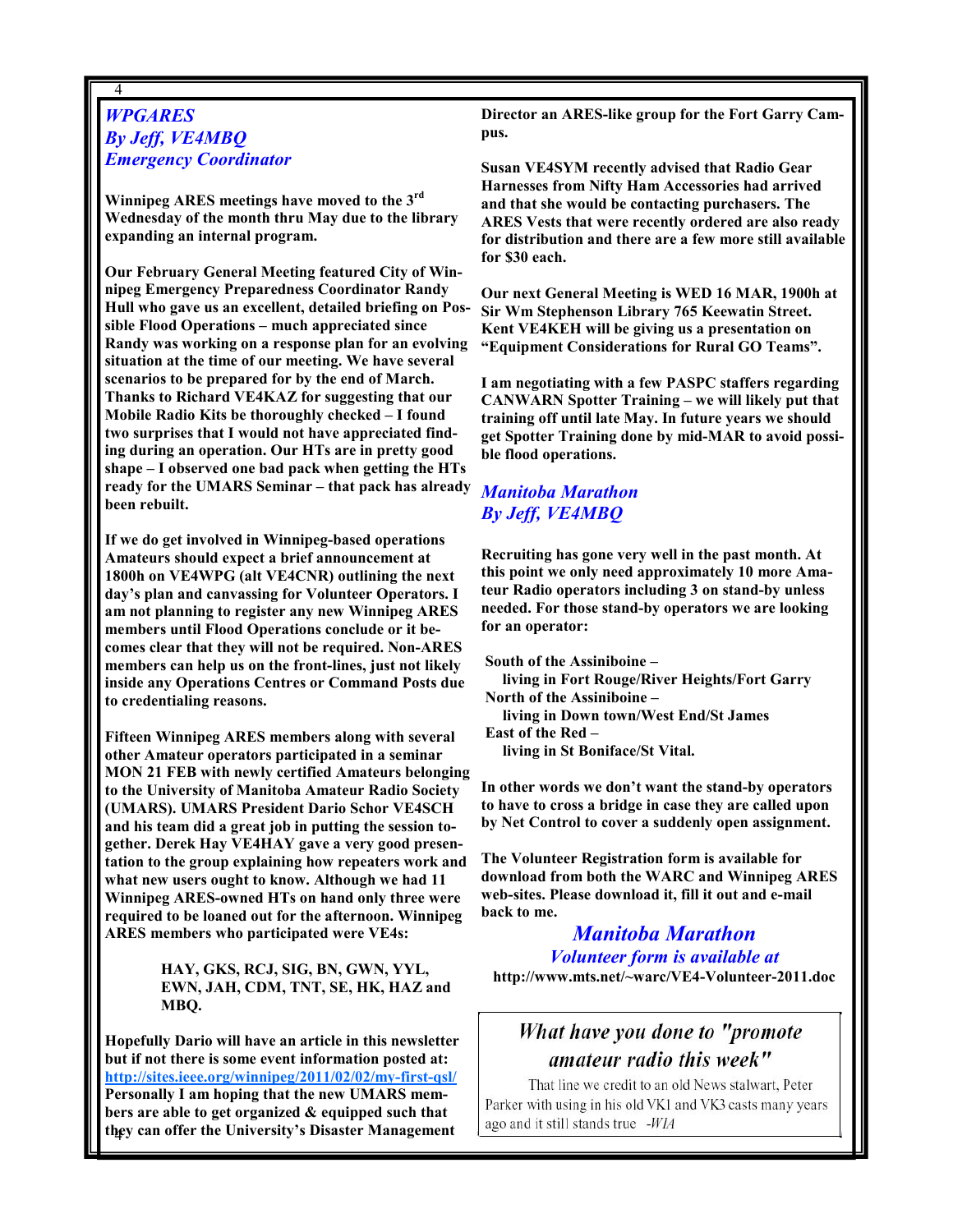## *WPGARES*
## *By Jeff, VE4MBQ*
## *Emergency Coordinator*

**Winnipeg ARES meetings have moved to the 3rd Wednesday of the month thru May due to the library expanding an internal program.**

**Our February General Meeting featured City of Winnipeg Emergency Preparedness Coordinator Randy Hull who gave us an excellent, detailed briefing on Possible Flood Operations – much appreciated since Randy was working on a response plan for an evolving situation at the time of our meeting. We have several scenarios to be prepared for by the end of March. Thanks to Richard VE4KAZ for suggesting that our Mobile Radio Kits be thoroughly checked – I found two surprises that I would not have appreciated finding during an operation. Our HTs are in pretty good shape – I observed one bad pack when getting the HTs ready for the UMARS Seminar – that pack has already been rebuilt.**

**If we do get involved in Winnipeg-based operations Amateurs should expect a brief announcement at 1800h on VE4WPG (alt VE4CNR) outlining the next day's plan and canvassing for Volunteer Operators. I am not planning to register any new Winnipeg ARES members until Flood Operations conclude or it becomes clear that they will not be required. Non-ARES members can help us on the front-lines, just not likely inside any Operations Centres or Command Posts due to credentialing reasons.**

**Fifteen Winnipeg ARES members along with several other Amateur operators participated in a seminar MON 21 FEB with newly certified Amateurs belonging to the University of Manitoba Amateur Radio Society (UMARS). UMARS President Dario Schor VE4SCH and his team did a great job in putting the session together. Derek Hay VE4HAY gave a very good presentation to the group explaining how repeaters work and what new users ought to know. Although we had 11 Winnipeg ARES-owned HTs on hand only three were required to be loaned out for the afternoon. Winnipeg ARES members who participated were VE4s:**

> **HAY, GKS, RCJ, SIG, BN, GWN, YYL, EWN, JAH, CDM, TNT, SE, HK, HAZ and MBQ.**

**Hopefully Dario will have an article in this newsletter but if not there is some event information posted at: http://sites.ieee.org/winnipeg/2011/02/02/my-first-qsl/ Personally I am hoping that the new UMARS members are able to get organized & equipped such that they can offer the University's Disaster Management Director an ARES-like group for the Fort Garry Campus.**

**Susan VE4SYM recently advised that Radio Gear Harnesses from Nifty Ham Accessories had arrived and that she would be contacting purchasers. The ARES Vests that were recently ordered are also ready for distribution and there are a few more still available for $30 each.**

**Our next General Meeting is WED 16 MAR, 1900h at Sir Wm Stephenson Library 765 Keewatin Street. Kent VE4KEH will be giving us a presentation on "Equipment Considerations for Rural GO Teams".**

**I am negotiating with a few PASPC staffers regarding CANWARN Spotter Training – we will likely put that training off until late May. In future years we should get Spotter Training done by mid-MAR to avoid possible flood operations.**

## *Manitoba Marathon*
## *By Jeff, VE4MBQ*

**Recruiting has gone very well in the past month. At this point we only need approximately 10 more Amateur Radio operators including 3 on stand-by unless needed. For those stand-by operators we are looking for an operator:**

**South of the Assiniboine –**
**living in Fort Rouge/River Heights/Fort Garry**
**North of the Assiniboine –**
**living in Down town/West End/St James**
**East of the Red –**
**living in St Boniface/St Vital.**

**In other words we don't want the stand-by operators to have to cross a bridge in case they are called upon by Net Control to cover a suddenly open assignment.**

**The Volunteer Registration form is available for download from both the WARC and Winnipeg ARES web-sites. Please download it, fill it out and e-mail back to me.**

### *Manitoba Marathon*
*Volunteer form is available at*
**http://www.mts.net/~warc/VE4-Volunteer-2011.doc**

---

*What have you done to "promote amateur radio this week"*

That line we credit to an old News stalwart, Peter Parker with using in his old VK1 and VK3 casts many years ago and it still stands true -*WIA*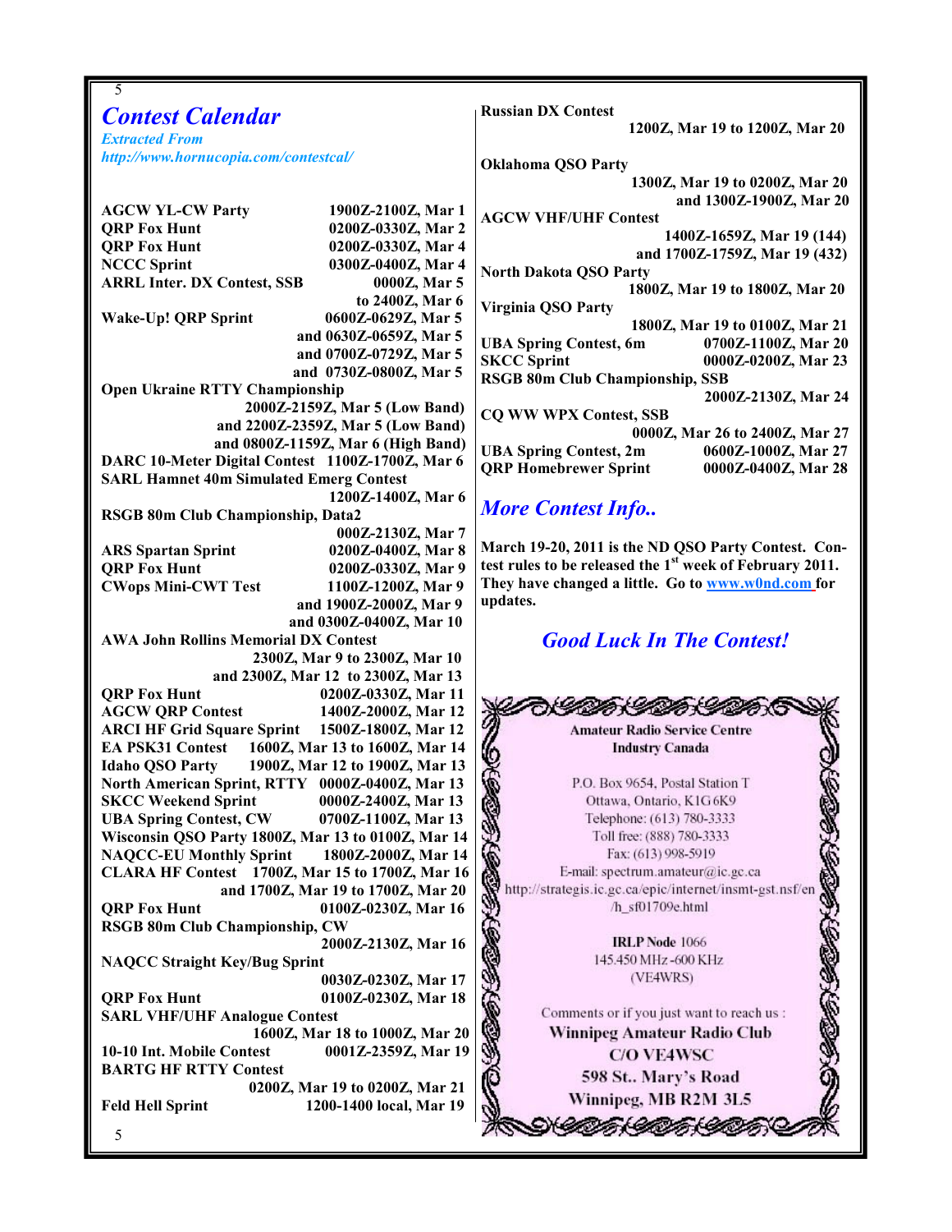# Contest Calendar

***Extracted From***
***http://www.hornucopia.com/contestcal/***

**AGCW YL-CW Party** 1900Z-2100Z, Mar 1
**QRP Fox Hunt** 0200Z-0330Z, Mar 2
**QRP Fox Hunt** 0200Z-0330Z, Mar 4
**NCCC Sprint** 0300Z-0400Z, Mar 4
**ARRL Inter. DX Contest, SSB** 0000Z, Mar 5 to 2400Z, Mar 6
**Wake-Up! QRP Sprint** 0600Z-0629Z, Mar 5 and 0630Z-0659Z, Mar 5 and 0700Z-0729Z, Mar 5 and 0730Z-0800Z, Mar 5
**Open Ukraine RTTY Championship** 2000Z-2159Z, Mar 5 (Low Band) and 2200Z-2359Z, Mar 5 (Low Band) and 0800Z-1159Z, Mar 6 (High Band)
**DARC 10-Meter Digital Contest** 1100Z-1700Z, Mar 6
**SARL Hamnet 40m Simulated Emerg Contest** 1200Z-1400Z, Mar 6
**RSGB 80m Club Championship, Data2** 000Z-2130Z, Mar 7
**ARS Spartan Sprint** 0200Z-0400Z, Mar 8
**QRP Fox Hunt** 0200Z-0330Z, Mar 9
**CWops Mini-CWT Test** 1100Z-1200Z, Mar 9 and 1900Z-2000Z, Mar 9 and 0300Z-0400Z, Mar 10
**AWA John Rollins Memorial DX Contest** 2300Z, Mar 9 to 2300Z, Mar 10 and 2300Z, Mar 12 to 2300Z, Mar 13
**QRP Fox Hunt** 0200Z-0330Z, Mar 11
**AGCW QRP Contest** 1400Z-2000Z, Mar 12
**ARCI HF Grid Square Sprint** 1500Z-1800Z, Mar 12
**EA PSK31 Contest** 1600Z, Mar 13 to 1600Z, Mar 14
**Idaho QSO Party** 1900Z, Mar 12 to 1900Z, Mar 13
**North American Sprint, RTTY** 0000Z-0400Z, Mar 13
**SKCC Weekend Sprint** 0000Z-2400Z, Mar 13
**UBA Spring Contest, CW** 0700Z-1100Z, Mar 13
**Wisconsin QSO Party** 1800Z, Mar 13 to 0100Z, Mar 14
**NAQCC-EU Monthly Sprint** 1800Z-2000Z, Mar 14
**CLARA HF Contest** 1700Z, Mar 15 to 1700Z, Mar 16 and 1700Z, Mar 19 to 1700Z, Mar 20
**QRP Fox Hunt** 0100Z-0230Z, Mar 16
**RSGB 80m Club Championship, CW** 2000Z-2130Z, Mar 16
**NAQCC Straight Key/Bug Sprint** 0030Z-0230Z, Mar 17
**QRP Fox Hunt** 0100Z-0230Z, Mar 18
**SARL VHF/UHF Analogue Contest** 1600Z, Mar 18 to 1000Z, Mar 20
**10-10 Int. Mobile Contest** 0001Z-2359Z, Mar 19
**BARTG HF RTTY Contest** 0200Z, Mar 19 to 0200Z, Mar 21
**Feld Hell Sprint** 1200-1400 local, Mar 19
**Russian DX Contest** 1200Z, Mar 19 to 1200Z, Mar 20
**Oklahoma QSO Party** 1300Z, Mar 19 to 0200Z, Mar 20 and 1300Z-1900Z, Mar 20
**AGCW VHF/UHF Contest** 1400Z-1659Z, Mar 19 (144) and 1700Z-1759Z, Mar 19 (432)
**North Dakota QSO Party** 1800Z, Mar 19 to 1800Z, Mar 20
**Virginia QSO Party** 1800Z, Mar 19 to 0100Z, Mar 21
**UBA Spring Contest, 6m** 0700Z-1100Z, Mar 20
**SKCC Sprint** 0000Z-0200Z, Mar 23
**RSGB 80m Club Championship, SSB** 2000Z-2130Z, Mar 24
**CQ WW WPX Contest, SSB** 0000Z, Mar 26 to 2400Z, Mar 27
**UBA Spring Contest, 2m** 0600Z-1000Z, Mar 27
**QRP Homebrewer Sprint** 0000Z-0400Z, Mar 28

## *More Contest Info..*

**March 19-20, 2011 is the ND QSO Party Contest. Contest rules to be released the 1st week of February 2011. They have changed a little. Go to www.w0nd.com for updates.**

## *Good Luck In The Contest!*

**Amateur Radio Service Centre**
**Industry Canada**

P.O. Box 9654, Postal Station T
Ottawa, Ontario, K1G 6K9
Telephone: (613) 780-3333
Toll free: (888) 780-3333
Fax: (613) 998-5919
E-mail: spectrum.amateur@ic.gc.ca
http://strategis.ic.gc.ca/epic/internet/insmt-gst.nsf/en/h_sf01709e.html

**IRLP Node** 1066
145.450 MHz -600 KHz
(VE4WRS)

Comments or if you just want to reach us :
**Winnipeg Amateur Radio Club**
**C/O VE4WSC**
**598 St.. Mary's Road**
**Winnipeg, MB R2M 3L5**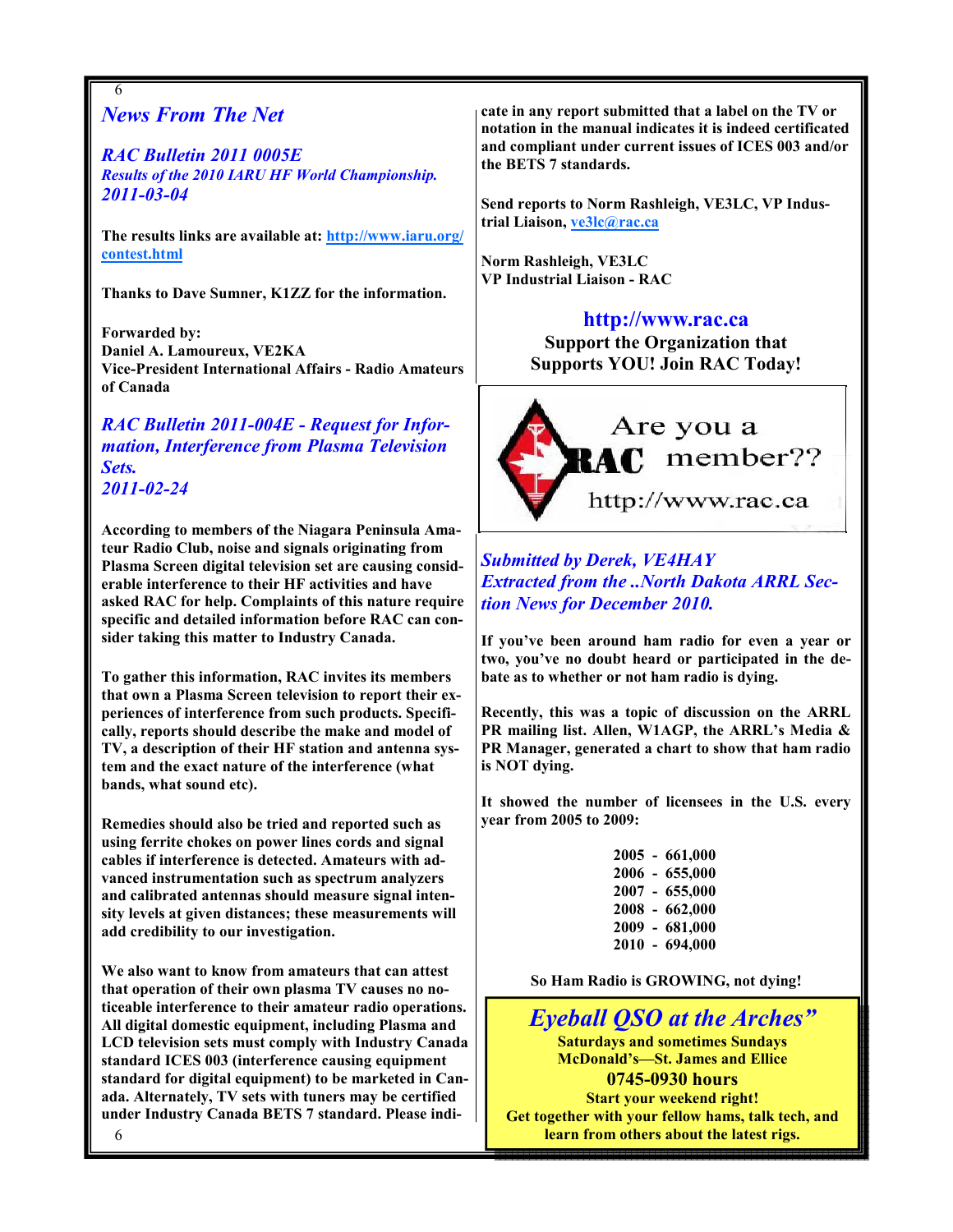## News From The Net

### RAC Bulletin 2011 0005E

*Results of the 2010 IARU HF World Championship.*

*2011-03-04*

**The results links are available at: http://www.iaru.org/contest.html**

**Thanks to Dave Sumner, K1ZZ for the information.**

**Forwarded by:**
**Daniel A. Lamoureux, VE2KA**
**Vice-President International Affairs - Radio Amateurs of Canada**

### RAC Bulletin 2011-004E - Request for Information, Interference from Plasma Television Sets.

*2011-02-24*

**According to members of the Niagara Peninsula Amateur Radio Club, noise and signals originating from Plasma Screen digital television set are causing considerable interference to their HF activities and have asked RAC for help. Complaints of this nature require specific and detailed information before RAC can consider taking this matter to Industry Canada.**

**To gather this information, RAC invites its members that own a Plasma Screen television to report their experiences of interference from such products. Specifically, reports should describe the make and model of TV, a description of their HF station and antenna system and the exact nature of the interference (what bands, what sound etc).**

**Remedies should also be tried and reported such as using ferrite chokes on power lines cords and signal cables if interference is detected. Amateurs with advanced instrumentation such as spectrum analyzers and calibrated antennas should measure signal intensity levels at given distances; these measurements will add credibility to our investigation.**

**We also want to know from amateurs that can attest that operation of their own plasma TV causes no noticeable interference to their amateur radio operations. All digital domestic equipment, including Plasma and LCD television sets must comply with Industry Canada standard ICES 003 (interference causing equipment standard for digital equipment) to be marketed in Canada. Alternately, TV sets with tuners may be certified under Industry Canada BETS 7 standard. Please indicate in any report submitted that a label on the TV or notation in the manual indicates it is indeed certificated and compliant under current issues of ICES 003 and/or the BETS 7 standards.**

**Send reports to Norm Rashleigh, VE3LC, VP Industrial Liaison, ve3lc@rac.ca**

**Norm Rashleigh, VE3LC**
**VP Industrial Liaison - RAC**

**http://www.rac.ca**
**Support the Organization that Supports YOU! Join RAC Today!**

Are you a RAC member?? http://www.rac.ca

### *Submitted by Derek, VE4HAY*
### *Extracted from the ..North Dakota ARRL Section News for December 2010.*

**If you've been around ham radio for even a year or two, you've no doubt heard or participated in the debate as to whether or not ham radio is dying.**

**Recently, this was a topic of discussion on the ARRL PR mailing list. Allen, W1AGP, the ARRL's Media & PR Manager, generated a chart to show that ham radio is NOT dying.**

**It showed the number of licensees in the U.S. every year from 2005 to 2009:**

**2005 - 661,000**
**2006 - 655,000**
**2007 - 655,000**
**2008 - 662,000**
**2009 - 681,000**
**2010 - 694,000**

**So Ham Radio is GROWING, not dying!**

## *Eyeball QSO at the Arches"*

**Saturdays and sometimes Sundays**
**McDonald's—St. James and Ellice**
**0745-0930 hours**
**Start your weekend right!**
**Get together with your fellow hams, talk tech, and learn from others about the latest rigs.**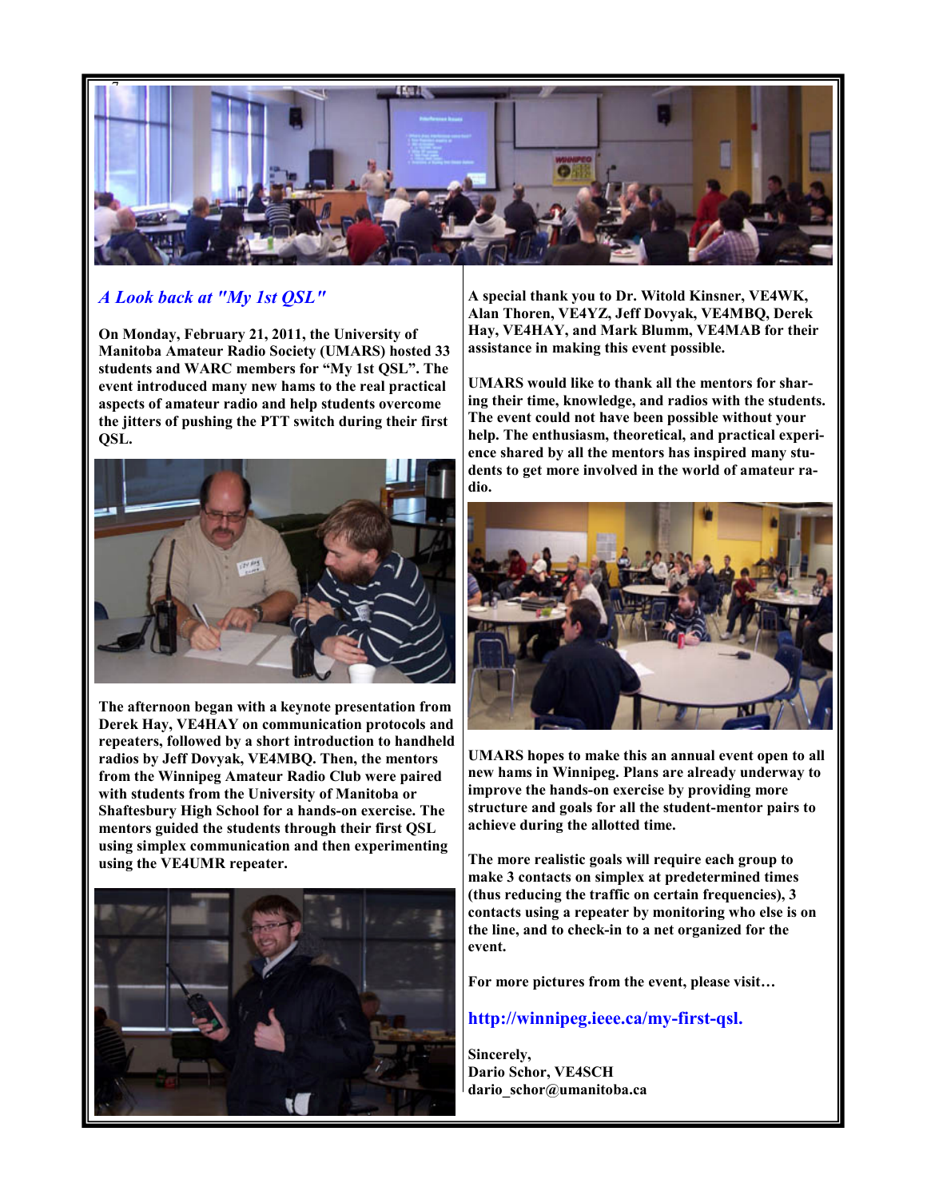## *A Look back at "My 1st QSL"*

**On Monday, February 21, 2011, the University of Manitoba Amateur Radio Society (UMARS) hosted 33 students and WARC members for "My 1st QSL". The event introduced many new hams to the real practical aspects of amateur radio and help students overcome the jitters of pushing the PTT switch during their first QSL.**

**The afternoon began with a keynote presentation from Derek Hay, VE4HAY on communication protocols and repeaters, followed by a short introduction to handheld radios by Jeff Dovyak, VE4MBQ. Then, the mentors from the Winnipeg Amateur Radio Club were paired with students from the University of Manitoba or Shaftesbury High School for a hands-on exercise. The mentors guided the students through their first QSL using simplex communication and then experimenting using the VE4UMR repeater.**

**A special thank you to Dr. Witold Kinsner, VE4WK, Alan Thoren, VE4YZ, Jeff Dovyak, VE4MBQ, Derek Hay, VE4HAY, and Mark Blumm, VE4MAB for their assistance in making this event possible.**

**UMARS would like to thank all the mentors for sharing their time, knowledge, and radios with the students. The event could not have been possible without your help. The enthusiasm, theoretical, and practical experience shared by all the mentors has inspired many students to get more involved in the world of amateur radio.**

**UMARS hopes to make this an annual event open to all new hams in Winnipeg. Plans are already underway to improve the hands-on exercise by providing more structure and goals for all the student-mentor pairs to achieve during the allotted time.**

**The more realistic goals will require each group to make 3 contacts on simplex at predetermined times (thus reducing the traffic on certain frequencies), 3 contacts using a repeater by monitoring who else is on the line, and to check-in to a net organized for the event.**

**For more pictures from the event, please visit…**

**http://winnipeg.ieee.ca/my-first-qsl.**

**Sincerely,**
**Dario Schor, VE4SCH**
**dario_schor@umanitoba.ca**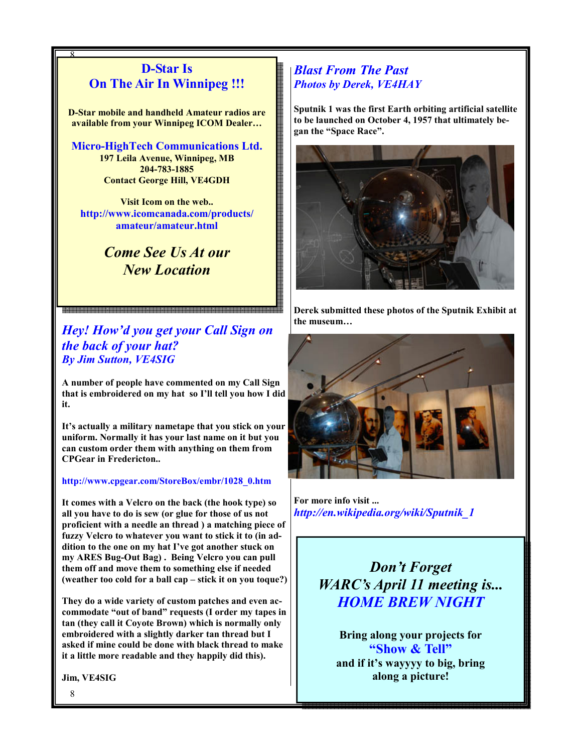## D-Star Is On The Air In Winnipeg !!!

**D-Star mobile and handheld Amateur radios are available from your Winnipeg ICOM Dealer…**

**Micro-HighTech Communications Ltd.**
**197 Leila Avenue, Winnipeg, MB**
**204-783-1885**
**Contact George Hill, VE4GDH**

**Visit Icom on the web..**
**http://www.icomcanada.com/products/amateur/amateur.html**

***Come See Us At our New Location***

## *Hey! How'd you get your Call Sign on the back of your hat?*

***By Jim Sutton, VE4SIG***

**A number of people have commented on my Call Sign that is embroidered on my hat so I'll tell you how I did it.**

**It's actually a military nametape that you stick on your uniform. Normally it has your last name on it but you can custom order them with anything on them from CPGear in Fredericton..**

**http://www.cpgear.com/StoreBox/embr/1028_0.htm**

**It comes with a Velcro on the back (the hook type) so all you have to do is sew (or glue for those of us not proficient with a needle an thread ) a matching piece of fuzzy Velcro to whatever you want to stick it to (in addition to the one on my hat I've got another stuck on my ARES Bug-Out Bag) . Being Velcro you can pull them off and move them to something else if needed (weather too cold for a ball cap – stick it on you toque?)**

**They do a wide variety of custom patches and even accommodate "out of band" requests (I order my tapes in tan (they call it Coyote Brown) which is normally only embroidered with a slightly darker tan thread but I asked if mine could be done with black thread to make it a little more readable and they happily did this).**

**Jim, VE4SIG**

## *Blast From The Past*

***Photos by Derek, VE4HAY***

**Sputnik 1 was the first Earth orbiting artificial satellite to be launched on October 4, 1957 that ultimately began the "Space Race".**

**Derek submitted these photos of the Sputnik Exhibit at the museum…**

**For more info visit ...**
***http://en.wikipedia.org/wiki/Sputnik_1***

***Don't Forget WARC's April 11 meeting is...***
***HOME BREW NIGHT***

**Bring along your projects for "Show & Tell" and if it's wayyyy to big, bring along a picture!**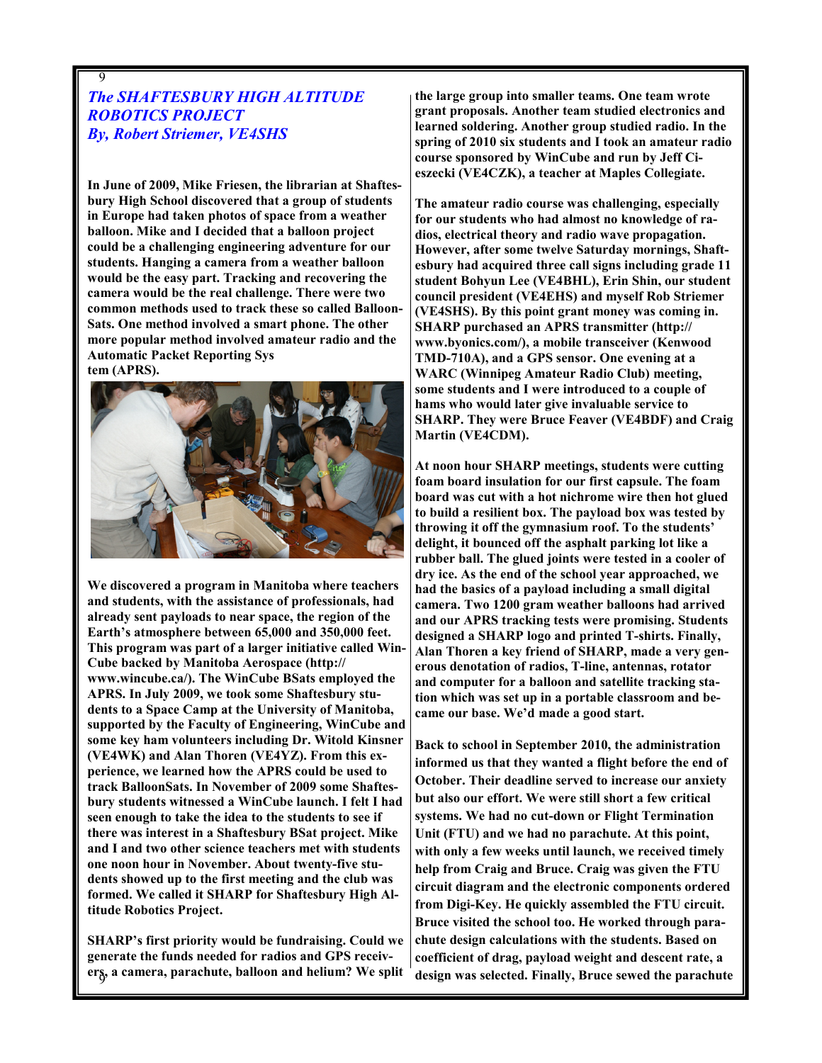## *The SHAFTESBURY HIGH ALTITUDE ROBOTICS PROJECT*
### *By, Robert Striemer, VE4SHS*

In June of 2009, Mike Friesen, the librarian at Shaftesbury High School discovered that a group of students in Europe had taken photos of space from a weather balloon. Mike and I decided that a balloon project could be a challenging engineering adventure for our students. Hanging a camera from a weather balloon would be the easy part. Tracking and recovering the camera would be the real challenge. There were two common methods used to track these so called BalloonSats. One method involved a smart phone. The other more popular method involved amateur radio and the Automatic Packet Reporting System (APRS).

We discovered a program in Manitoba where teachers and students, with the assistance of professionals, had already sent payloads to near space, the region of the Earth's atmosphere between 65,000 and 350,000 feet. This program was part of a larger initiative called WinCube backed by Manitoba Aerospace (http://www.wincube.ca/). The WinCube BSats employed the APRS. In July 2009, we took some Shaftesbury students to a Space Camp at the University of Manitoba, supported by the Faculty of Engineering, WinCube and some key ham volunteers including Dr. Witold Kinsner (VE4WK) and Alan Thoren (VE4YZ). From this experience, we learned how the APRS could be used to track BalloonSats. In November of 2009 some Shaftesbury students witnessed a WinCube launch. I felt I had seen enough to take the idea to the students to see if there was interest in a Shaftesbury BSat project. Mike and I and two other science teachers met with students one noon hour in November. About twenty-five students showed up to the first meeting and the club was formed. We called it SHARP for Shaftesbury High Altitude Robotics Project.

SHARP's first priority would be fundraising. Could we generate the funds needed for radios and GPS receivers, a camera, parachute, balloon and helium? We split the large group into smaller teams. One team wrote grant proposals. Another team studied electronics and learned soldering. Another group studied radio. In the spring of 2010 six students and I took an amateur radio course sponsored by WinCube and run by Jeff Cieszecki (VE4CZK), a teacher at Maples Collegiate.

The amateur radio course was challenging, especially for our students who had almost no knowledge of radios, electrical theory and radio wave propagation. However, after some twelve Saturday mornings, Shaftesbury had acquired three call signs including grade 11 student Bohyun Lee (VE4BHL), Erin Shin, our student council president (VE4EHS) and myself Rob Striemer (VE4SHS). By this point grant money was coming in. SHARP purchased an APRS transmitter (http://www.byonics.com/), a mobile transceiver (Kenwood TMD-710A), and a GPS sensor. One evening at a WARC (Winnipeg Amateur Radio Club) meeting, some students and I were introduced to a couple of hams who would later give invaluable service to SHARP. They were Bruce Feaver (VE4BDF) and Craig Martin (VE4CDM).

At noon hour SHARP meetings, students were cutting foam board insulation for our first capsule. The foam board was cut with a hot nichrome wire then hot glued to build a resilient box. The payload box was tested by throwing it off the gymnasium roof. To the students' delight, it bounced off the asphalt parking lot like a rubber ball. The glued joints were tested in a cooler of dry ice. As the end of the school year approached, we had the basics of a payload including a small digital camera. Two 1200 gram weather balloons had arrived and our APRS tracking tests were promising. Students designed a SHARP logo and printed T-shirts. Finally, Alan Thoren a key friend of SHARP, made a very generous denotation of radios, T-line, antennas, rotator and computer for a balloon and satellite tracking station which was set up in a portable classroom and became our base. We'd made a good start.

Back to school in September 2010, the administration informed us that they wanted a flight before the end of October. Their deadline served to increase our anxiety but also our effort. We were still short a few critical systems. We had no cut-down or Flight Termination Unit (FTU) and we had no parachute. At this point, with only a few weeks until launch, we received timely help from Craig and Bruce. Craig was given the FTU circuit diagram and the electronic components ordered from Digi-Key. He quickly assembled the FTU circuit. Bruce visited the school too. He worked through parachute design calculations with the students. Based on coefficient of drag, payload weight and descent rate, a design was selected. Finally, Bruce sewed the parachute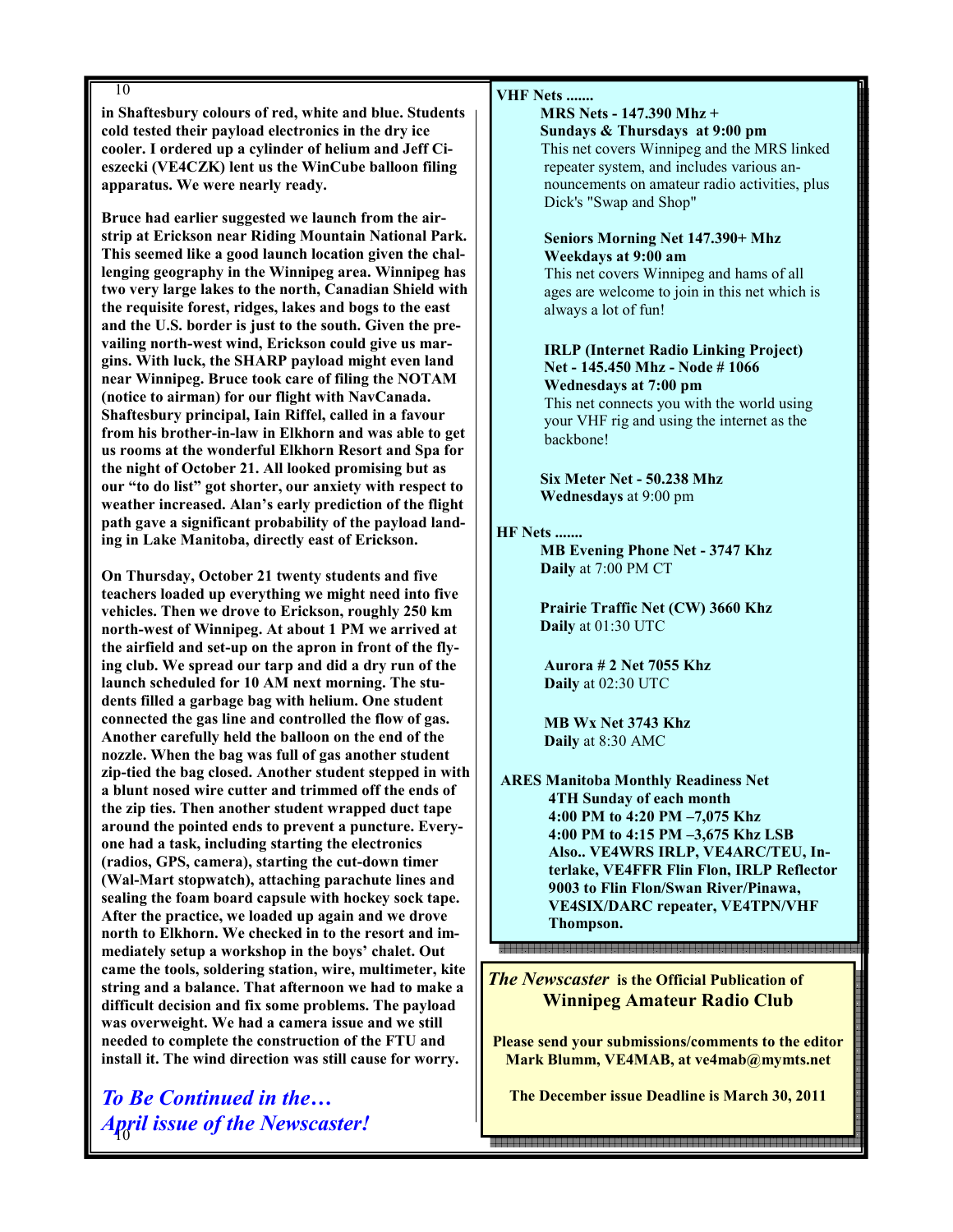**in Shaftesbury colours of red, white and blue. Students cold tested their payload electronics in the dry ice cooler. I ordered up a cylinder of helium and Jeff Cieszecki (VE4CZK) lent us the WinCube balloon filing apparatus. We were nearly ready.**

**Bruce had earlier suggested we launch from the airstrip at Erickson near Riding Mountain National Park. This seemed like a good launch location given the challenging geography in the Winnipeg area. Winnipeg has two very large lakes to the north, Canadian Shield with the requisite forest, ridges, lakes and bogs to the east and the U.S. border is just to the south. Given the prevailing north-west wind, Erickson could give us margins. With luck, the SHARP payload might even land near Winnipeg. Bruce took care of filing the NOTAM (notice to airman) for our flight with NavCanada. Shaftesbury principal, Iain Riffel, called in a favour from his brother-in-law in Elkhorn and was able to get us rooms at the wonderful Elkhorn Resort and Spa for the night of October 21. All looked promising but as our "to do list" got shorter, our anxiety with respect to weather increased. Alan's early prediction of the flight path gave a significant probability of the payload landing in Lake Manitoba, directly east of Erickson.**

**On Thursday, October 21 twenty students and five teachers loaded up everything we might need into five vehicles. Then we drove to Erickson, roughly 250 km north-west of Winnipeg. At about 1 PM we arrived at the airfield and set-up on the apron in front of the flying club. We spread our tarp and did a dry run of the launch scheduled for 10 AM next morning. The students filled a garbage bag with helium. One student connected the gas line and controlled the flow of gas. Another carefully held the balloon on the end of the nozzle. When the bag was full of gas another student zip-tied the bag closed. Another student stepped in with a blunt nosed wire cutter and trimmed off the ends of the zip ties. Then another student wrapped duct tape around the pointed ends to prevent a puncture. Everyone had a task, including starting the electronics (radios, GPS, camera), starting the cut-down timer (Wal-Mart stopwatch), attaching parachute lines and sealing the foam board capsule with hockey sock tape. After the practice, we loaded up again and we drove north to Elkhorn. We checked in to the resort and immediately setup a workshop in the boys' chalet. Out came the tools, soldering station, wire, multimeter, kite string and a balance. That afternoon we had to make a difficult decision and fix some problems. The payload was overweight. We had a camera issue and we still needed to complete the construction of the FTU and install it. The wind direction was still cause for worry.**

***To Be Continued in the…***
***April issue of the Newscaster!***

**VHF Nets .......**

**MRS Nets - 147.390 Mhz +**
**Sundays & Thursdays at 9:00 pm**
This net covers Winnipeg and the MRS linked repeater system, and includes various announcements on amateur radio activities, plus Dick's "Swap and Shop"

**Seniors Morning Net 147.390+ Mhz**
**Weekdays at 9:00 am**
This net covers Winnipeg and hams of all ages are welcome to join in this net which is always a lot of fun!

**IRLP (Internet Radio Linking Project) Net - 145.450 Mhz - Node # 1066**
**Wednesdays at 7:00 pm**
This net connects you with the world using your VHF rig and using the internet as the backbone!

**Six Meter Net - 50.238 Mhz**
**Wednesdays** at 9:00 pm

**HF Nets .......**

**MB Evening Phone Net - 3747 Khz**
**Daily** at 7:00 PM CT

**Prairie Traffic Net (CW) 3660 Khz**
**Daily** at 01:30 UTC

**Aurora # 2 Net 7055 Khz**
**Daily** at 02:30 UTC

**MB Wx Net 3743 Khz**
**Daily** at 8:30 AMC

**ARES Manitoba Monthly Readiness Net**
**4TH Sunday of each month**
**4:00 PM to 4:20 PM –7,075 Khz**
**4:00 PM to 4:15 PM –3,675 Khz LSB**
**Also.. VE4WRS IRLP, VE4ARC/TEU, Interlake, VE4FFR Flin Flon, IRLP Reflector 9003 to Flin Flon/Swan River/Pinawa, VE4SIX/DARC repeater, VE4TPN/VHF Thompson.**

***The Newscaster*** **is the Official Publication of**
**Winnipeg Amateur Radio Club**

**Please send your submissions/comments to the editor Mark Blumm, VE4MAB, at ve4mab@mymts.net**

**The December issue Deadline is March 30, 2011**